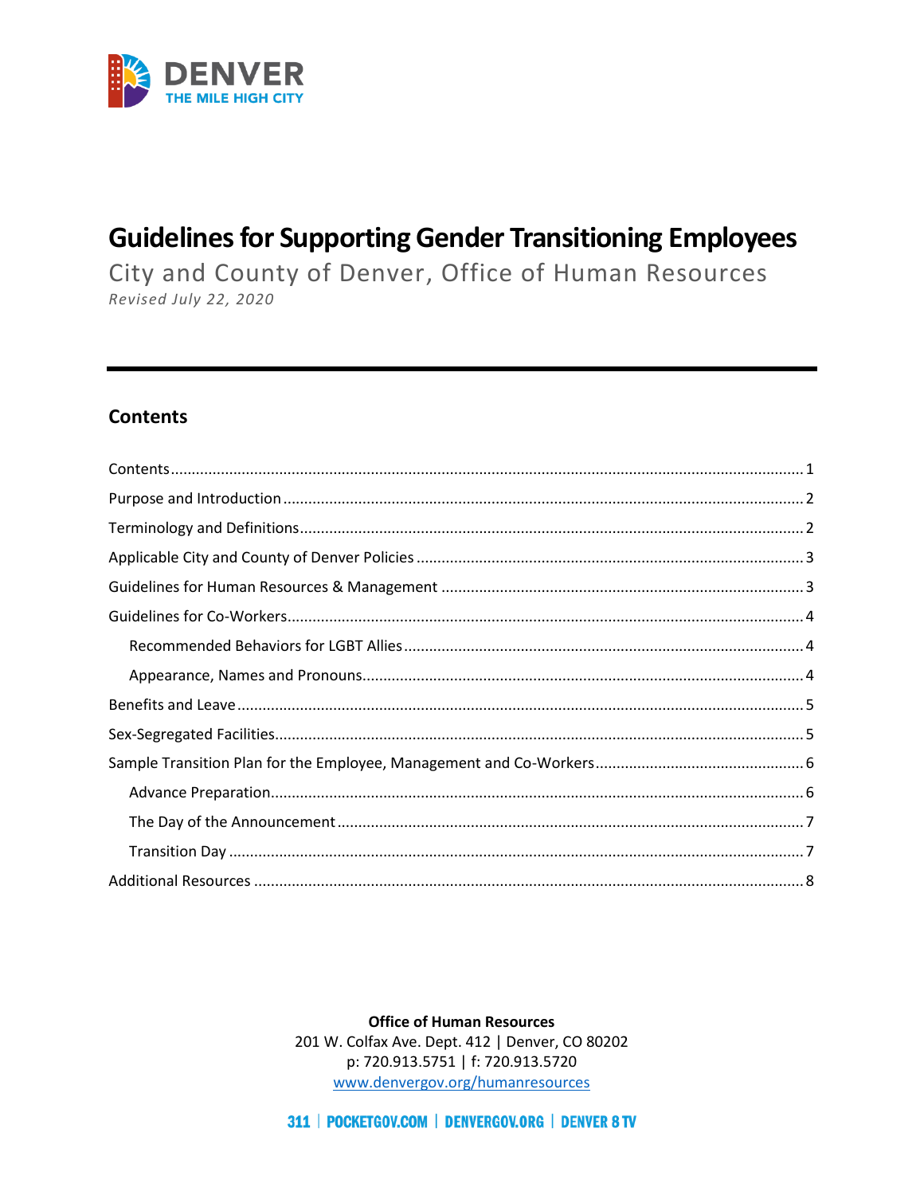DENVER
THE MILE HIGH CITY

# Guidelines for Supporting Gender Transitioning Employees

City and County of Denver, Office of Human Resources

*Revised July 22, 2020*

## Contents

- Contents ... 1
- Purpose and Introduction ... 2
- Terminology and Definitions ... 2
- Applicable City and County of Denver Policies ... 3
- Guidelines for Human Resources & Management ... 3
- Guidelines for Co-Workers ... 4
  - Recommended Behaviors for LGBT Allies ... 4
  - Appearance, Names and Pronouns ... 4
- Benefits and Leave ... 5
- Sex-Segregated Facilities ... 5
- Sample Transition Plan for the Employee, Management and Co-Workers ... 6
  - Advance Preparation ... 6
  - The Day of the Announcement ... 7
  - Transition Day ... 7
- Additional Resources ... 8

**Office of Human Resources**
201 W. Colfax Ave. Dept. 412 | Denver, CO 80202
p: 720.913.5751 | f: 720.913.5720
www.denvergov.org/humanresources

311 | POCKETGOV.COM | DENVERGOV.ORG | DENVER 8 TV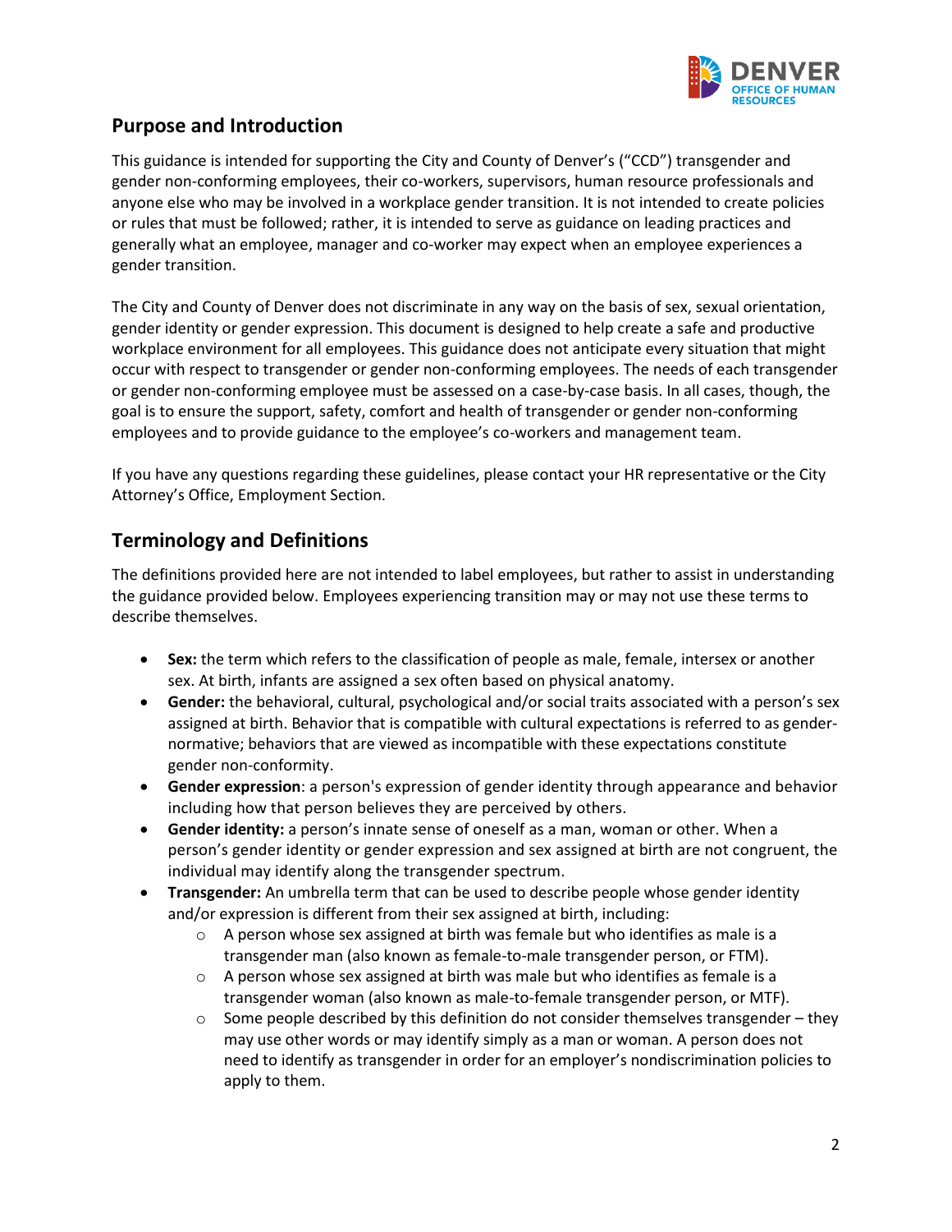## Purpose and Introduction

This guidance is intended for supporting the City and County of Denver's ("CCD") transgender and gender non-conforming employees, their co-workers, supervisors, human resource professionals and anyone else who may be involved in a workplace gender transition. It is not intended to create policies or rules that must be followed; rather, it is intended to serve as guidance on leading practices and generally what an employee, manager and co-worker may expect when an employee experiences a gender transition.

The City and County of Denver does not discriminate in any way on the basis of sex, sexual orientation, gender identity or gender expression. This document is designed to help create a safe and productive workplace environment for all employees. This guidance does not anticipate every situation that might occur with respect to transgender or gender non-conforming employees. The needs of each transgender or gender non-conforming employee must be assessed on a case-by-case basis. In all cases, though, the goal is to ensure the support, safety, comfort and health of transgender or gender non-conforming employees and to provide guidance to the employee's co-workers and management team.

If you have any questions regarding these guidelines, please contact your HR representative or the City Attorney's Office, Employment Section.

## Terminology and Definitions

The definitions provided here are not intended to label employees, but rather to assist in understanding the guidance provided below. Employees experiencing transition may or may not use these terms to describe themselves.

- **Sex:** the term which refers to the classification of people as male, female, intersex or another sex. At birth, infants are assigned a sex often based on physical anatomy.
- **Gender:** the behavioral, cultural, psychological and/or social traits associated with a person's sex assigned at birth. Behavior that is compatible with cultural expectations is referred to as gender-normative; behaviors that are viewed as incompatible with these expectations constitute gender non-conformity.
- **Gender expression**: a person's expression of gender identity through appearance and behavior including how that person believes they are perceived by others.
- **Gender identity:** a person's innate sense of oneself as a man, woman or other. When a person's gender identity or gender expression and sex assigned at birth are not congruent, the individual may identify along the transgender spectrum.
- **Transgender:** An umbrella term that can be used to describe people whose gender identity and/or expression is different from their sex assigned at birth, including:
  - A person whose sex assigned at birth was female but who identifies as male is a transgender man (also known as female-to-male transgender person, or FTM).
  - A person whose sex assigned at birth was male but who identifies as female is a transgender woman (also known as male-to-female transgender person, or MTF).
  - Some people described by this definition do not consider themselves transgender – they may use other words or may identify simply as a man or woman. A person does not need to identify as transgender in order for an employer's nondiscrimination policies to apply to them.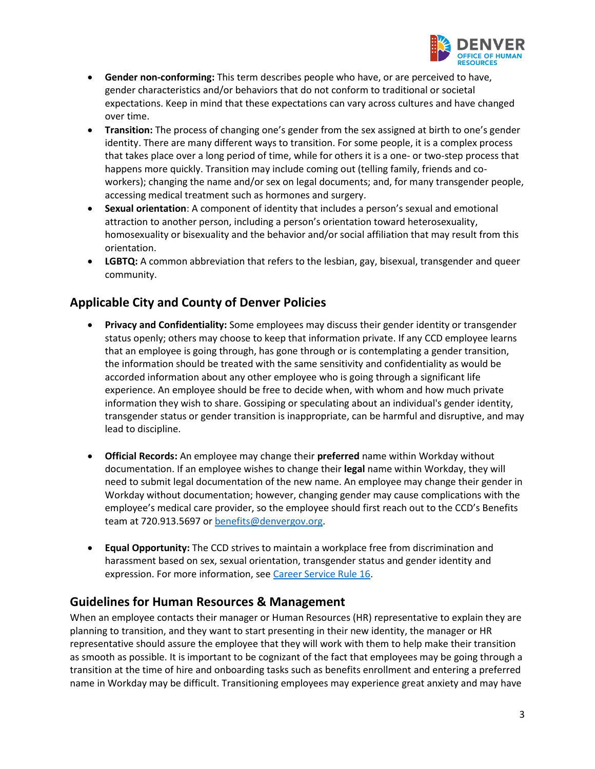- **Gender non-conforming:** This term describes people who have, or are perceived to have, gender characteristics and/or behaviors that do not conform to traditional or societal expectations. Keep in mind that these expectations can vary across cultures and have changed over time.
- **Transition:** The process of changing one's gender from the sex assigned at birth to one's gender identity. There are many different ways to transition. For some people, it is a complex process that takes place over a long period of time, while for others it is a one- or two-step process that happens more quickly. Transition may include coming out (telling family, friends and co-workers); changing the name and/or sex on legal documents; and, for many transgender people, accessing medical treatment such as hormones and surgery.
- **Sexual orientation**: A component of identity that includes a person's sexual and emotional attraction to another person, including a person's orientation toward heterosexuality, homosexuality or bisexuality and the behavior and/or social affiliation that may result from this orientation.
- **LGBTQ:** A common abbreviation that refers to the lesbian, gay, bisexual, transgender and queer community.

## Applicable City and County of Denver Policies

- **Privacy and Confidentiality:** Some employees may discuss their gender identity or transgender status openly; others may choose to keep that information private. If any CCD employee learns that an employee is going through, has gone through or is contemplating a gender transition, the information should be treated with the same sensitivity and confidentiality as would be accorded information about any other employee who is going through a significant life experience. An employee should be free to decide when, with whom and how much private information they wish to share. Gossiping or speculating about an individual's gender identity, transgender status or gender transition is inappropriate, can be harmful and disruptive, and may lead to discipline.

- **Official Records:** An employee may change their **preferred** name within Workday without documentation. If an employee wishes to change their **legal** name within Workday, they will need to submit legal documentation of the new name. An employee may change their gender in Workday without documentation; however, changing gender may cause complications with the employee's medical care provider, so the employee should first reach out to the CCD's Benefits team at 720.913.5697 or benefits@denvergov.org.

- **Equal Opportunity:** The CCD strives to maintain a workplace free from discrimination and harassment based on sex, sexual orientation, transgender status and gender identity and expression. For more information, see Career Service Rule 16.

## Guidelines for Human Resources & Management

When an employee contacts their manager or Human Resources (HR) representative to explain they are planning to transition, and they want to start presenting in their new identity, the manager or HR representative should assure the employee that they will work with them to help make their transition as smooth as possible. It is important to be cognizant of the fact that employees may be going through a transition at the time of hire and onboarding tasks such as benefits enrollment and entering a preferred name in Workday may be difficult. Transitioning employees may experience great anxiety and may have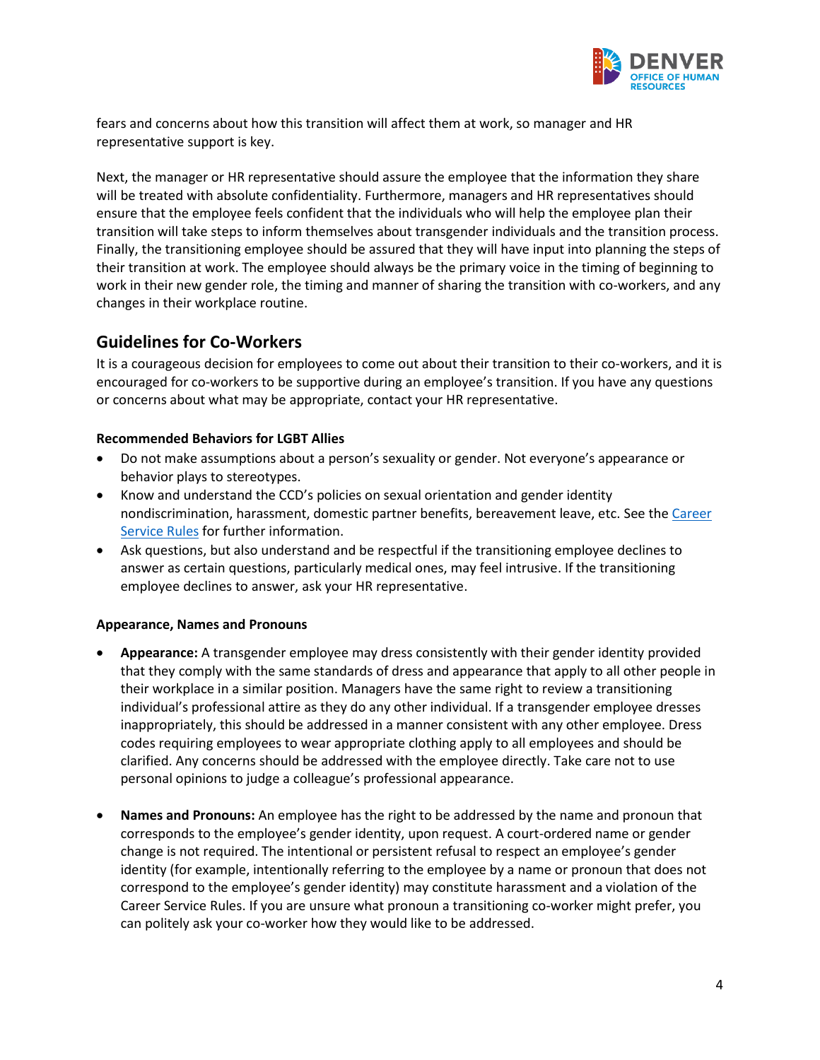fears and concerns about how this transition will affect them at work, so manager and HR representative support is key.

Next, the manager or HR representative should assure the employee that the information they share will be treated with absolute confidentiality. Furthermore, managers and HR representatives should ensure that the employee feels confident that the individuals who will help the employee plan their transition will take steps to inform themselves about transgender individuals and the transition process. Finally, the transitioning employee should be assured that they will have input into planning the steps of their transition at work. The employee should always be the primary voice in the timing of beginning to work in their new gender role, the timing and manner of sharing the transition with co-workers, and any changes in their workplace routine.

## Guidelines for Co-Workers

It is a courageous decision for employees to come out about their transition to their co-workers, and it is encouraged for co-workers to be supportive during an employee's transition. If you have any questions or concerns about what may be appropriate, contact your HR representative.

**Recommended Behaviors for LGBT Allies**

- Do not make assumptions about a person's sexuality or gender. Not everyone's appearance or behavior plays to stereotypes.
- Know and understand the CCD's policies on sexual orientation and gender identity nondiscrimination, harassment, domestic partner benefits, bereavement leave, etc. See the Career Service Rules for further information.
- Ask questions, but also understand and be respectful if the transitioning employee declines to answer as certain questions, particularly medical ones, may feel intrusive. If the transitioning employee declines to answer, ask your HR representative.

**Appearance, Names and Pronouns**

- **Appearance:** A transgender employee may dress consistently with their gender identity provided that they comply with the same standards of dress and appearance that apply to all other people in their workplace in a similar position. Managers have the same right to review a transitioning individual's professional attire as they do any other individual. If a transgender employee dresses inappropriately, this should be addressed in a manner consistent with any other employee. Dress codes requiring employees to wear appropriate clothing apply to all employees and should be clarified. Any concerns should be addressed with the employee directly. Take care not to use personal opinions to judge a colleague's professional appearance.

- **Names and Pronouns:** An employee has the right to be addressed by the name and pronoun that corresponds to the employee's gender identity, upon request. A court-ordered name or gender change is not required. The intentional or persistent refusal to respect an employee's gender identity (for example, intentionally referring to the employee by a name or pronoun that does not correspond to the employee's gender identity) may constitute harassment and a violation of the Career Service Rules. If you are unsure what pronoun a transitioning co-worker might prefer, you can politely ask your co-worker how they would like to be addressed.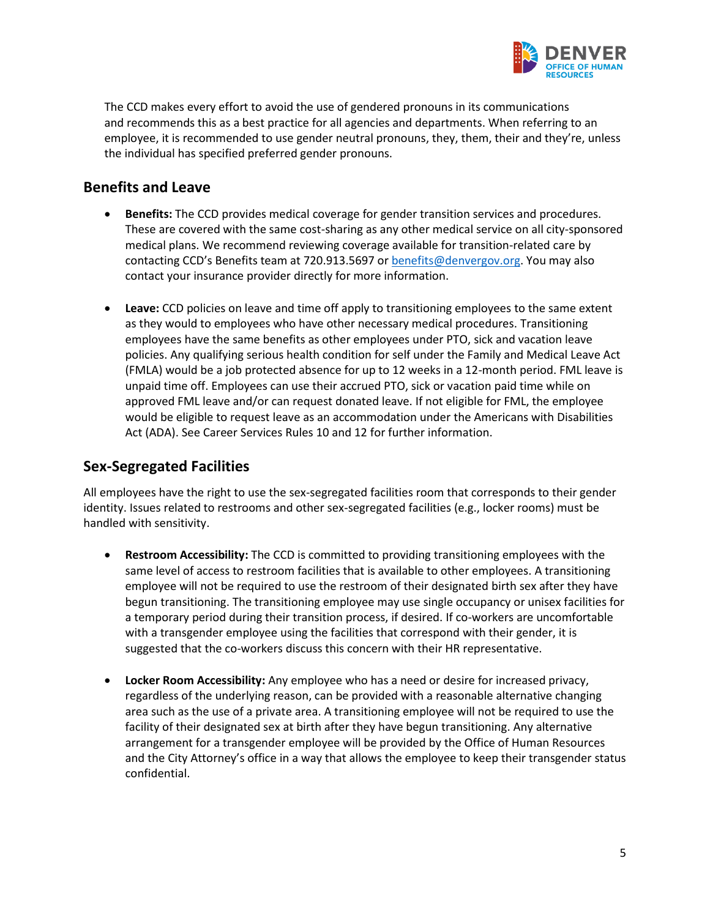The CCD makes every effort to avoid the use of gendered pronouns in its communications and recommends this as a best practice for all agencies and departments. When referring to an employee, it is recommended to use gender neutral pronouns, they, them, their and they're, unless the individual has specified preferred gender pronouns.

## Benefits and Leave

- **Benefits:** The CCD provides medical coverage for gender transition services and procedures. These are covered with the same cost-sharing as any other medical service on all city-sponsored medical plans. We recommend reviewing coverage available for transition-related care by contacting CCD's Benefits team at 720.913.5697 or benefits@denvergov.org. You may also contact your insurance provider directly for more information.

- **Leave:** CCD policies on leave and time off apply to transitioning employees to the same extent as they would to employees who have other necessary medical procedures. Transitioning employees have the same benefits as other employees under PTO, sick and vacation leave policies. Any qualifying serious health condition for self under the Family and Medical Leave Act (FMLA) would be a job protected absence for up to 12 weeks in a 12-month period. FML leave is unpaid time off. Employees can use their accrued PTO, sick or vacation paid time while on approved FML leave and/or can request donated leave. If not eligible for FML, the employee would be eligible to request leave as an accommodation under the Americans with Disabilities Act (ADA). See Career Services Rules 10 and 12 for further information.

## Sex-Segregated Facilities

All employees have the right to use the sex-segregated facilities room that corresponds to their gender identity. Issues related to restrooms and other sex-segregated facilities (e.g., locker rooms) must be handled with sensitivity.

- **Restroom Accessibility:** The CCD is committed to providing transitioning employees with the same level of access to restroom facilities that is available to other employees. A transitioning employee will not be required to use the restroom of their designated birth sex after they have begun transitioning. The transitioning employee may use single occupancy or unisex facilities for a temporary period during their transition process, if desired. If co-workers are uncomfortable with a transgender employee using the facilities that correspond with their gender, it is suggested that the co-workers discuss this concern with their HR representative.

- **Locker Room Accessibility:** Any employee who has a need or desire for increased privacy, regardless of the underlying reason, can be provided with a reasonable alternative changing area such as the use of a private area. A transitioning employee will not be required to use the facility of their designated sex at birth after they have begun transitioning. Any alternative arrangement for a transgender employee will be provided by the Office of Human Resources and the City Attorney's office in a way that allows the employee to keep their transgender status confidential.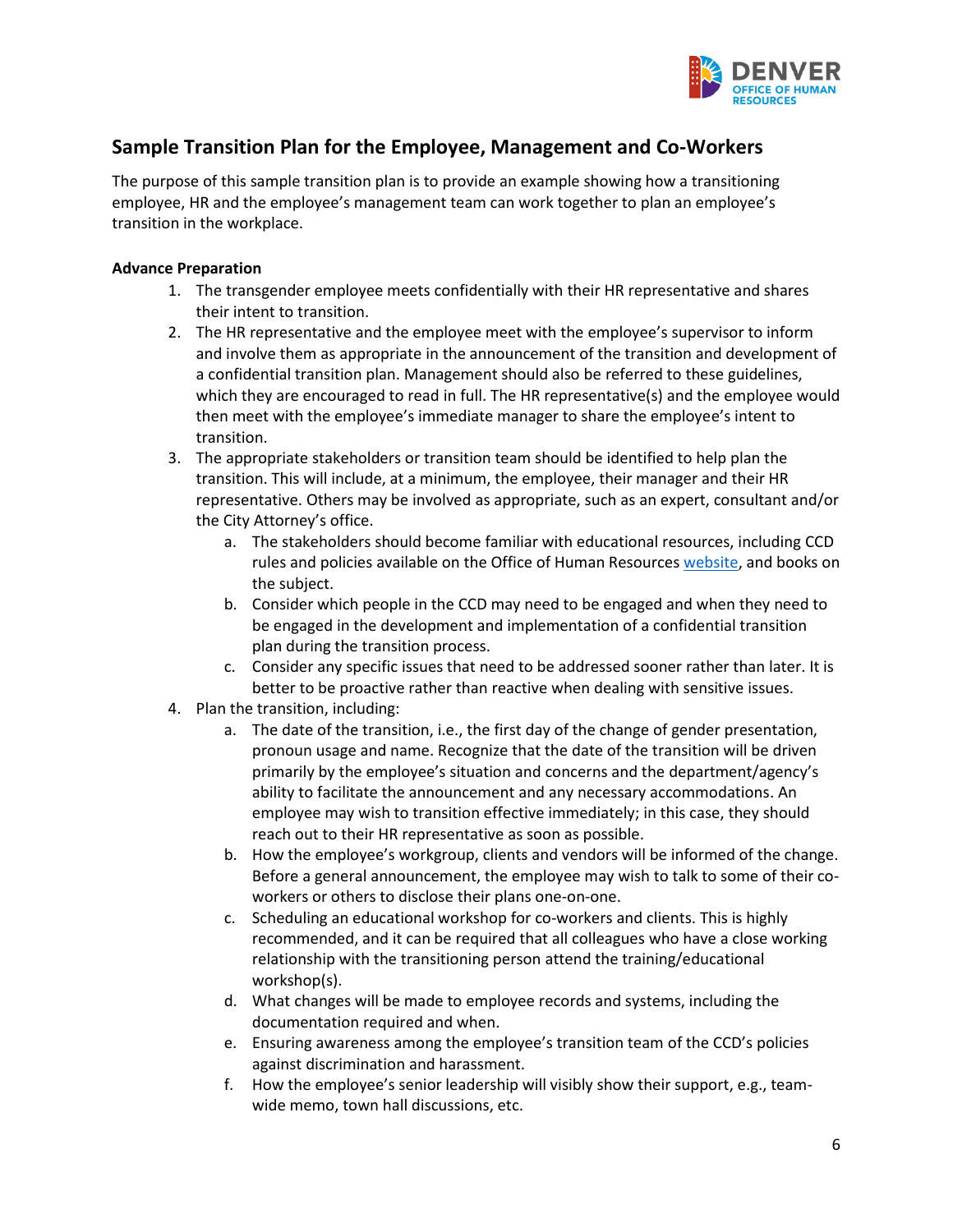## Sample Transition Plan for the Employee, Management and Co-Workers

The purpose of this sample transition plan is to provide an example showing how a transitioning employee, HR and the employee's management team can work together to plan an employee's transition in the workplace.

**Advance Preparation**

1. The transgender employee meets confidentially with their HR representative and shares their intent to transition.
2. The HR representative and the employee meet with the employee's supervisor to inform and involve them as appropriate in the announcement of the transition and development of a confidential transition plan. Management should also be referred to these guidelines, which they are encouraged to read in full. The HR representative(s) and the employee would then meet with the employee's immediate manager to share the employee's intent to transition.
3. The appropriate stakeholders or transition team should be identified to help plan the transition. This will include, at a minimum, the employee, their manager and their HR representative. Others may be involved as appropriate, such as an expert, consultant and/or the City Attorney's office.
   a. The stakeholders should become familiar with educational resources, including CCD rules and policies available on the Office of Human Resources website, and books on the subject.
   b. Consider which people in the CCD may need to be engaged and when they need to be engaged in the development and implementation of a confidential transition plan during the transition process.
   c. Consider any specific issues that need to be addressed sooner rather than later. It is better to be proactive rather than reactive when dealing with sensitive issues.
4. Plan the transition, including:
   a. The date of the transition, i.e., the first day of the change of gender presentation, pronoun usage and name. Recognize that the date of the transition will be driven primarily by the employee's situation and concerns and the department/agency's ability to facilitate the announcement and any necessary accommodations. An employee may wish to transition effective immediately; in this case, they should reach out to their HR representative as soon as possible.
   b. How the employee's workgroup, clients and vendors will be informed of the change. Before a general announcement, the employee may wish to talk to some of their co-workers or others to disclose their plans one-on-one.
   c. Scheduling an educational workshop for co-workers and clients. This is highly recommended, and it can be required that all colleagues who have a close working relationship with the transitioning person attend the training/educational workshop(s).
   d. What changes will be made to employee records and systems, including the documentation required and when.
   e. Ensuring awareness among the employee's transition team of the CCD's policies against discrimination and harassment.
   f. How the employee's senior leadership will visibly show their support, e.g., team-wide memo, town hall discussions, etc.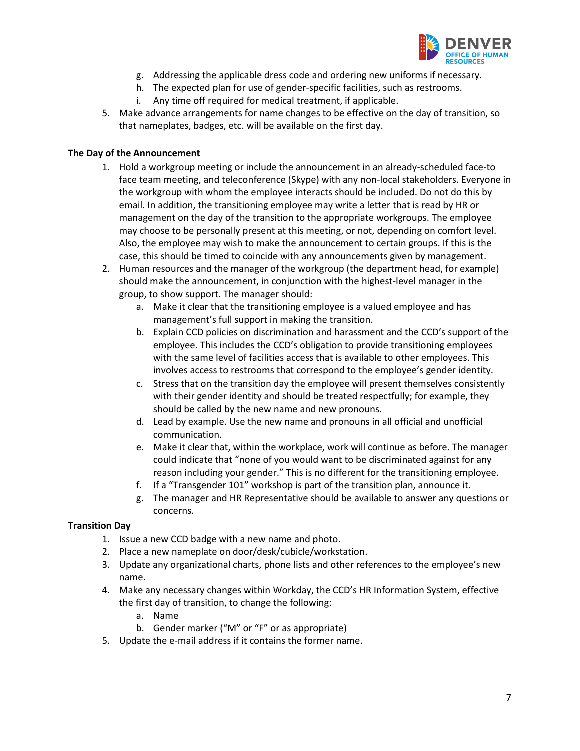g. Addressing the applicable dress code and ordering new uniforms if necessary.
h. The expected plan for use of gender-specific facilities, such as restrooms.
i. Any time off required for medical treatment, if applicable.

5. Make advance arrangements for name changes to be effective on the day of transition, so that nameplates, badges, etc. will be available on the first day.

**The Day of the Announcement**

1. Hold a workgroup meeting or include the announcement in an already-scheduled face-to face team meeting, and teleconference (Skype) with any non-local stakeholders. Everyone in the workgroup with whom the employee interacts should be included. Do not do this by email. In addition, the transitioning employee may write a letter that is read by HR or management on the day of the transition to the appropriate workgroups. The employee may choose to be personally present at this meeting, or not, depending on comfort level. Also, the employee may wish to make the announcement to certain groups. If this is the case, this should be timed to coincide with any announcements given by management.
2. Human resources and the manager of the workgroup (the department head, for example) should make the announcement, in conjunction with the highest-level manager in the group, to show support. The manager should:
   a. Make it clear that the transitioning employee is a valued employee and has management's full support in making the transition.
   b. Explain CCD policies on discrimination and harassment and the CCD's support of the employee. This includes the CCD's obligation to provide transitioning employees with the same level of facilities access that is available to other employees. This involves access to restrooms that correspond to the employee's gender identity.
   c. Stress that on the transition day the employee will present themselves consistently with their gender identity and should be treated respectfully; for example, they should be called by the new name and new pronouns.
   d. Lead by example. Use the new name and pronouns in all official and unofficial communication.
   e. Make it clear that, within the workplace, work will continue as before. The manager could indicate that "none of you would want to be discriminated against for any reason including your gender." This is no different for the transitioning employee.
   f. If a "Transgender 101" workshop is part of the transition plan, announce it.
   g. The manager and HR Representative should be available to answer any questions or concerns.

**Transition Day**

1. Issue a new CCD badge with a new name and photo.
2. Place a new nameplate on door/desk/cubicle/workstation.
3. Update any organizational charts, phone lists and other references to the employee's new name.
4. Make any necessary changes within Workday, the CCD's HR Information System, effective the first day of transition, to change the following:
   a. Name
   b. Gender marker ("M" or "F" or as appropriate)
5. Update the e-mail address if it contains the former name.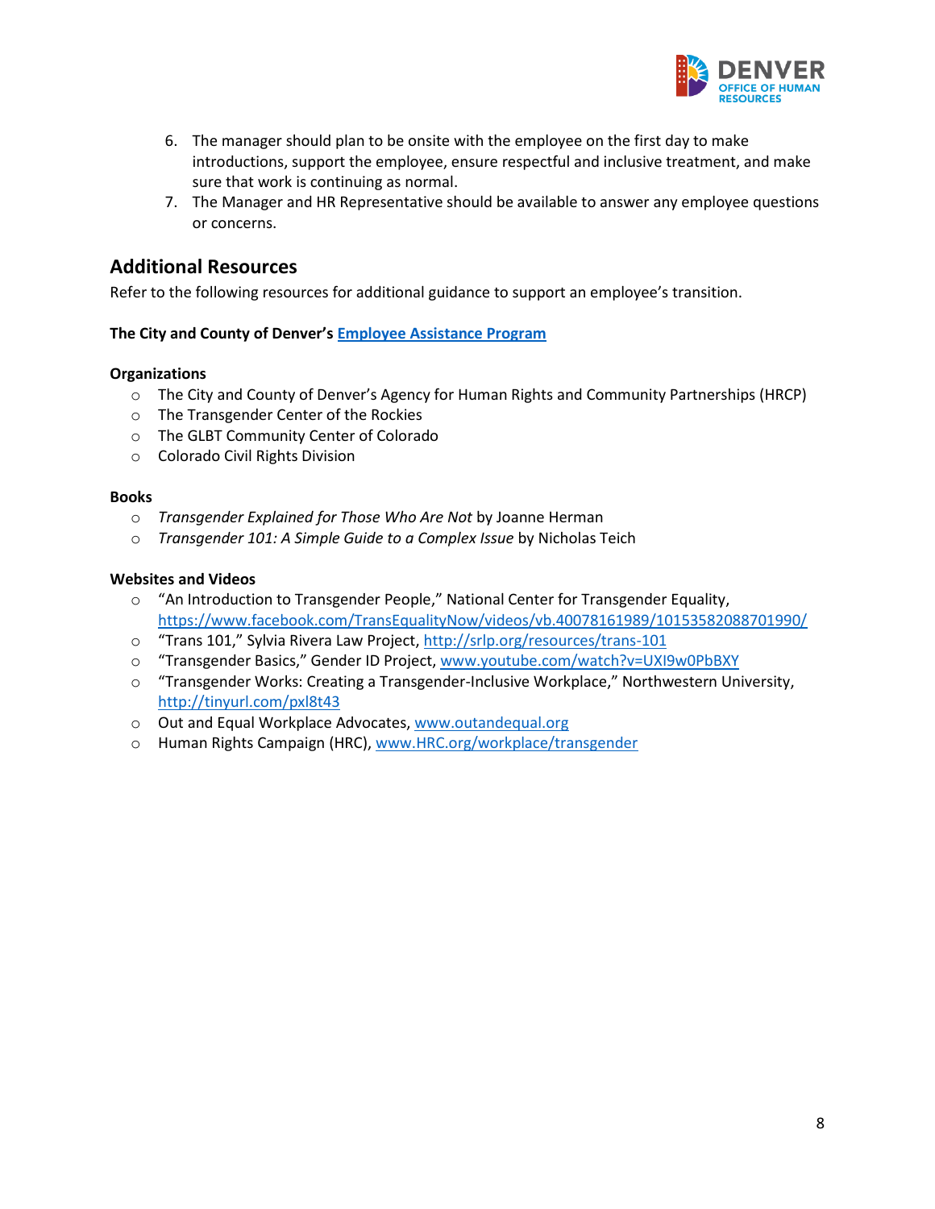6. The manager should plan to be onsite with the employee on the first day to make introductions, support the employee, ensure respectful and inclusive treatment, and make sure that work is continuing as normal.
7. The Manager and HR Representative should be available to answer any employee questions or concerns.

## Additional Resources

Refer to the following resources for additional guidance to support an employee's transition.

**The City and County of Denver's Employee Assistance Program**

**Organizations**

- The City and County of Denver's Agency for Human Rights and Community Partnerships (HRCP)
- The Transgender Center of the Rockies
- The GLBT Community Center of Colorado
- Colorado Civil Rights Division

**Books**

- *Transgender Explained for Those Who Are Not* by Joanne Herman
- *Transgender 101: A Simple Guide to a Complex Issue* by Nicholas Teich

**Websites and Videos**

- "An Introduction to Transgender People," National Center for Transgender Equality, https://www.facebook.com/TransEqualityNow/videos/vb.40078161989/10153582088701990/
- "Trans 101," Sylvia Rivera Law Project, http://srlp.org/resources/trans-101
- "Transgender Basics," Gender ID Project, www.youtube.com/watch?v=UXI9w0PbBXY
- "Transgender Works: Creating a Transgender-Inclusive Workplace," Northwestern University, http://tinyurl.com/pxl8t43
- Out and Equal Workplace Advocates, www.outandequal.org
- Human Rights Campaign (HRC), www.HRC.org/workplace/transgender